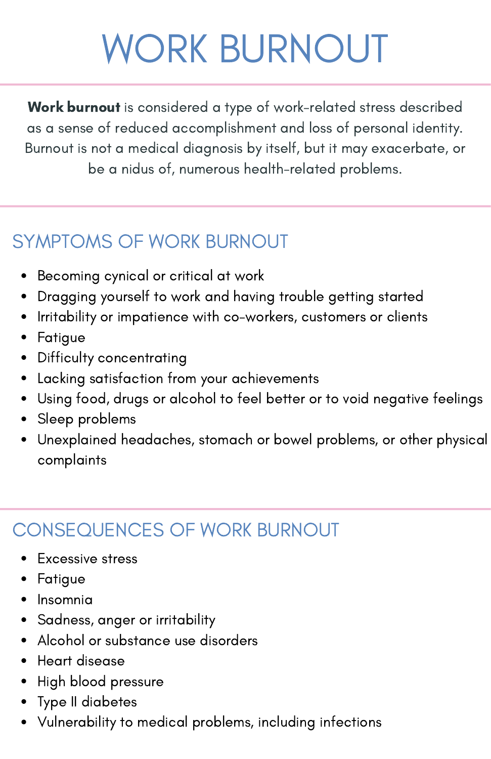# WORK BURNOUT

**Work burnout** is considered a type of work-related stress described as a sense of reduced accomplishment and loss of personal identity. Burnout is not a medical diagnosis by itself, but it may exacerbate, or be a nidus of, numerous health-related problems.

## SYMPTOMS OF WORK BURNOUT

- Becoming cynical or critical at work
- Dragging yourself to work and having trouble getting started
- Irritability or impatience with co-workers, customers or clients
- Fatigue
- Difficulty concentrating
- Lacking satisfaction from your achievements
- Using food, drugs or alcohol to feel better or to void negative feelings
- Sleep problems
- Unexplained headaches, stomach or bowel problems, or other physical complaints

## CONSEQUENCES OF WORK BURNOUT

- Excessive stress
- Fatigue
- Insomnia
- Sadness, anger or irritability
- Alcohol or substance use disorders
- Heart disease
- High blood pressure
- Type II diabetes
- Vulnerability to medical problems, including infections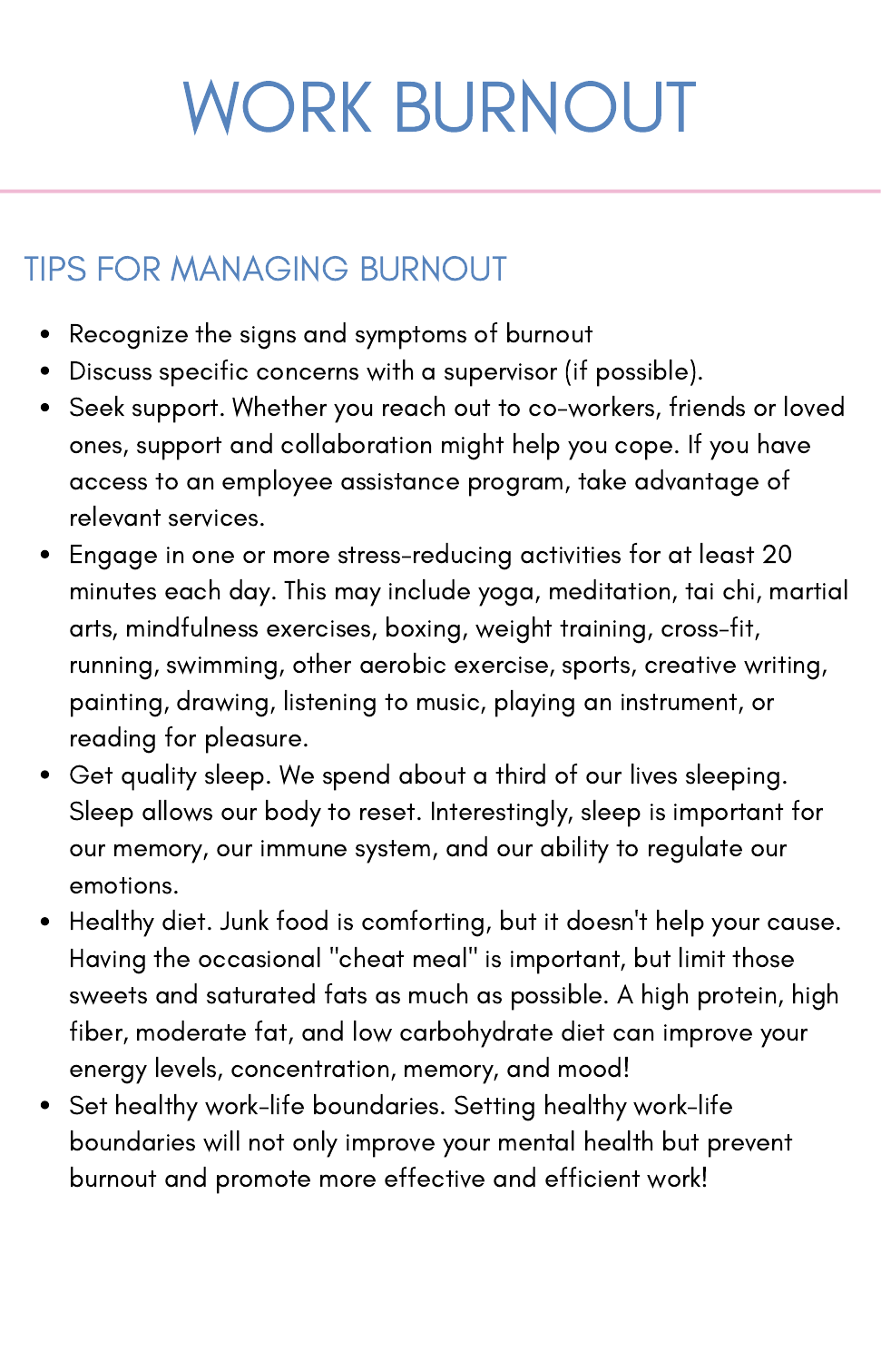# WORK BURNOUT

## TIPS FOR MANAGING BURNOUT

- Recognize the signs and symptoms of burnout
- Discuss specific concerns with a supervisor (if possible).
- Seek support. Whether you reach out to co-workers, friends or loved ones, support and collaboration might help you cope. If you have access to an employee assistance program, take advantage of relevant services.
- Engage in one or more stress-reducing activities for at least 20 minutes each day. This may include yoga, meditation, tai chi, martial arts, mindfulness exercises, boxing, weight training, cross-fit, running, swimming, other aerobic exercise, sports, creative writing, painting, drawing, listening to music, playing an instrument, or reading for pleasure.
- Get quality sleep. We spend about a third of our lives sleeping. Sleep allows our body to reset. Interestingly, sleep is important for our memory, our immune system, and our ability to regulate our emotions.
- Healthy diet. Junk food is comforting, but it doesn't help your cause. Having the occasional "cheat meal" is important, but limit those sweets and saturated fats as much as possible. A high protein, high fiber, moderate fat, and low carbohydrate diet can improve your energy levels, concentration, memory, and mood!
- Set healthy work-life boundaries. Setting healthy work-life boundaries will not only improve your mental health but prevent burnout and promote more effective and efficient work!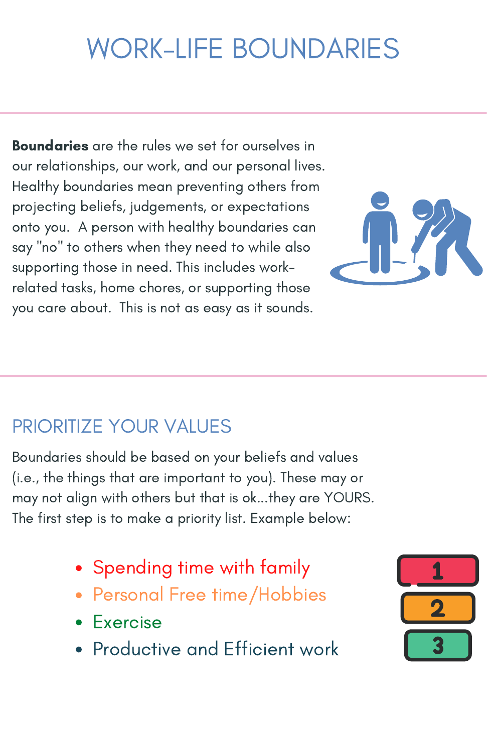# WORK-LIFE BOUNDARIES

**Boundaries** are the rules we set for ourselves in our relationships, our work, and our personal lives. Healthy boundaries mean preventing others from projecting beliefs, judgements, or expectations onto you. A person with healthy boundaries can say "no" to others when they need to while also supporting those in need. This includes work-related tasks, home chores, or supporting those you care about. This is not as easy as it sounds.

## PRIORITIZE YOUR VALUES

Boundaries should be based on your beliefs and values (i.e., the things that are important to you). These may or may not align with others but that is ok...they are YOURS. The first step is to make a priority list. Example below:

- Spending time with family
- Personal Free time/Hobbies
- Exercise
- Productive and Efficient work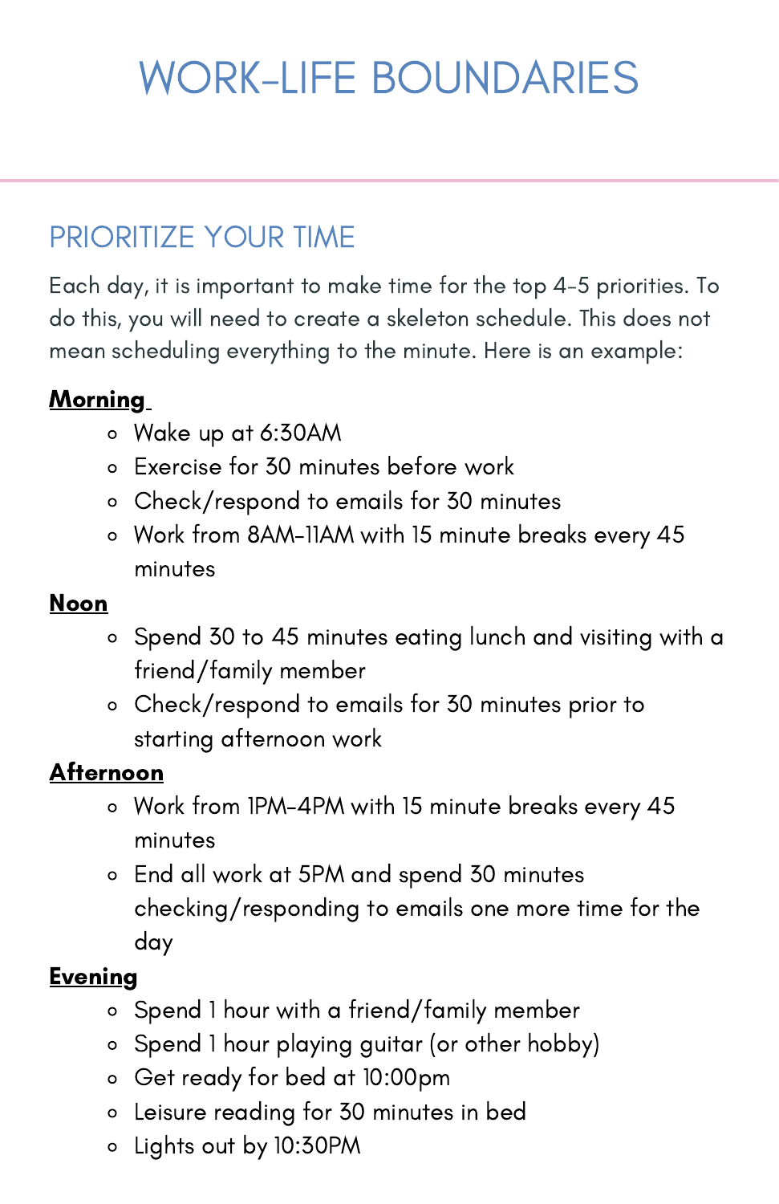# WORK-LIFE BOUNDARIES

## PRIORITIZE YOUR TIME

Each day, it is important to make time for the top 4-5 priorities. To do this, you will need to create a skeleton schedule. This does not mean scheduling everything to the minute. Here is an example:

**Morning**

- Wake up at 6:30AM
- Exercise for 30 minutes before work
- Check/respond to emails for 30 minutes
- Work from 8AM-11AM with 15 minute breaks every 45 minutes

**Noon**

- Spend 30 to 45 minutes eating lunch and visiting with a friend/family member
- Check/respond to emails for 30 minutes prior to starting afternoon work

**Afternoon**

- Work from 1PM-4PM with 15 minute breaks every 45 minutes
- End all work at 5PM and spend 30 minutes checking/responding to emails one more time for the day

**Evening**

- Spend 1 hour with a friend/family member
- Spend 1 hour playing guitar (or other hobby)
- Get ready for bed at 10:00pm
- Leisure reading for 30 minutes in bed
- Lights out by 10:30PM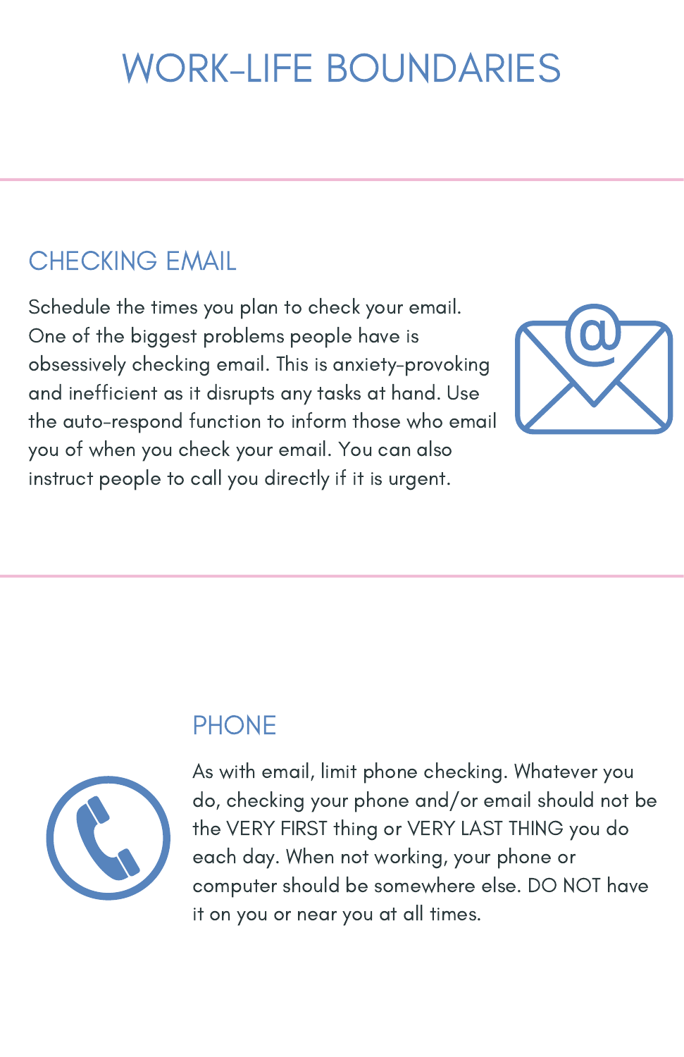# WORK-LIFE BOUNDARIES

## CHECKING EMAIL

Schedule the times you plan to check your email. One of the biggest problems people have is obsessively checking email. This is anxiety-provoking and inefficient as it disrupts any tasks at hand. Use the auto-respond function to inform those who email you of when you check your email. You can also instruct people to call you directly if it is urgent.

## PHONE

As with email, limit phone checking. Whatever you do, checking your phone and/or email should not be the VERY FIRST thing or VERY LAST THING you do each day. When not working, your phone or computer should be somewhere else. DO NOT have it on you or near you at all times.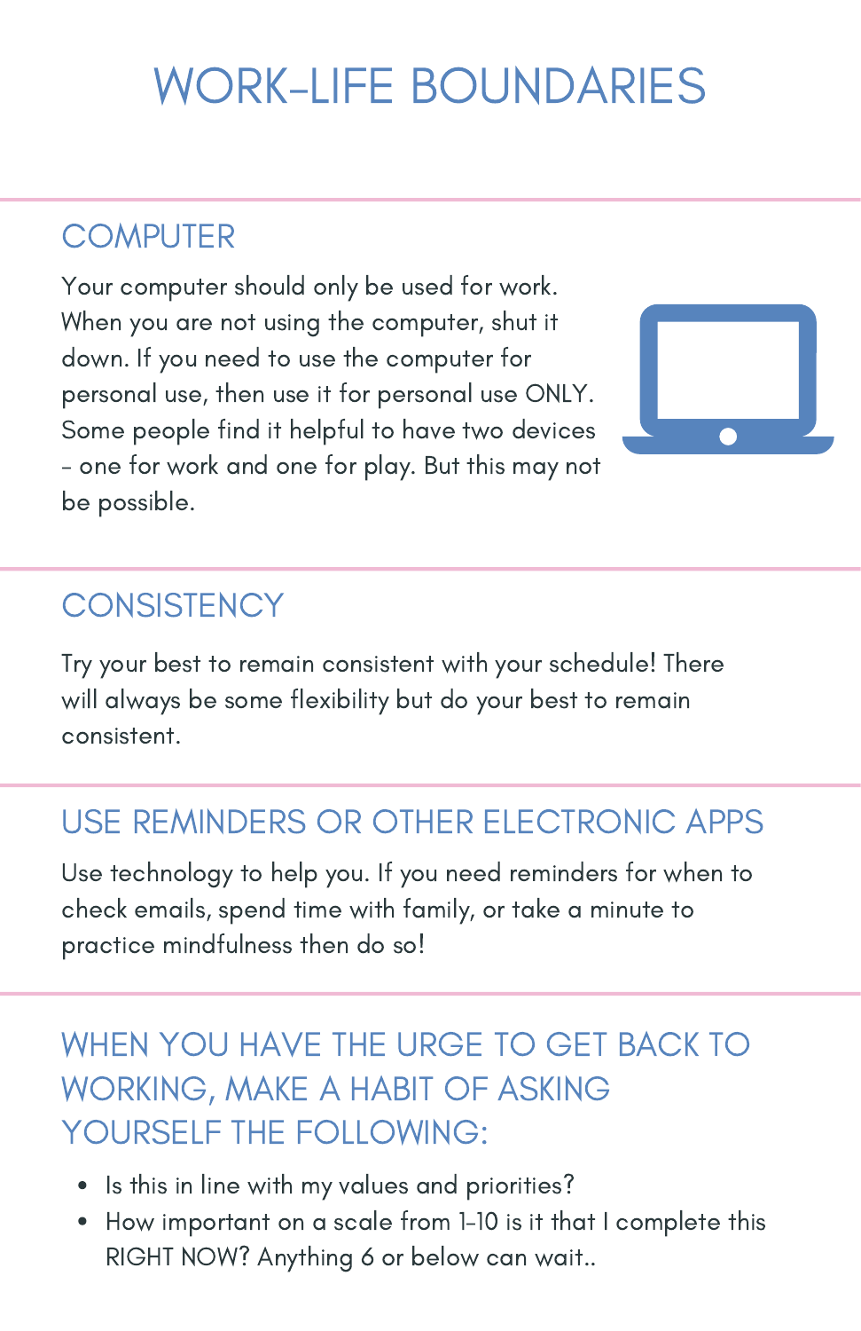# WORK-LIFE BOUNDARIES

## COMPUTER

Your computer should only be used for work. When you are not using the computer, shut it down. If you need to use the computer for personal use, then use it for personal use ONLY. Some people find it helpful to have two devices - one for work and one for play. But this may not be possible.

## CONSISTENCY

Try your best to remain consistent with your schedule! There will always be some flexibility but do your best to remain consistent.

## USE REMINDERS OR OTHER ELECTRONIC APPS

Use technology to help you. If you need reminders for when to check emails, spend time with family, or take a minute to practice mindfulness then do so!

## WHEN YOU HAVE THE URGE TO GET BACK TO WORKING, MAKE A HABIT OF ASKING YOURSELF THE FOLLOWING:

- Is this in line with my values and priorities?
- How important on a scale from 1-10 is it that I complete this RIGHT NOW? Anything 6 or below can wait..